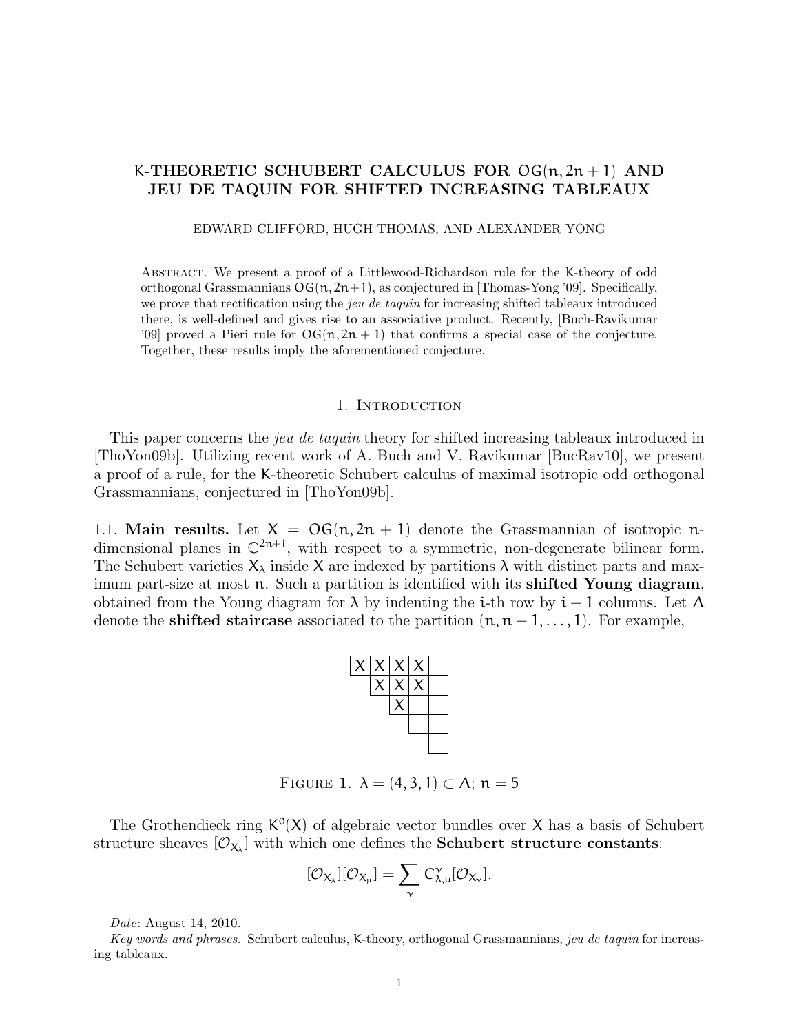# K-THEORETIC SCHUBERT CALCULUS FOR $\mathsf{OG}(n, 2n+1)$ AND JEU DE TAQUIN FOR SHIFTED INCREASING TABLEAUX

EDWARD CLIFFORD, HUGH THOMAS, AND ALEXANDER YONG

Abstract. We present a proof of a Littlewood-Richardson rule for the K-theory of odd orthogonal Grassmannians $\mathsf{OG}(n, 2n+1)$, as conjectured in [Thomas-Yong '09]. Specifically, we prove that rectification using the *jeu de taquin* for increasing shifted tableaux introduced there, is well-defined and gives rise to an associative product. Recently, [Buch-Ravikumar '09] proved a Pieri rule for $\mathsf{OG}(n, 2n+1)$ that confirms a special case of the conjecture. Together, these results imply the aforementioned conjecture.

## 1. Introduction

This paper concerns the *jeu de taquin* theory for shifted increasing tableaux introduced in [ThoYon09b]. Utilizing recent work of A. Buch and V. Ravikumar [BucRav10], we present a proof of a rule, for the K-theoretic Schubert calculus of maximal isotropic odd orthogonal Grassmannians, conjectured in [ThoYon09b].

### 1.1. Main results.

Let $X = \mathsf{OG}(n, 2n+1)$ denote the Grassmannian of isotropic $n$-dimensional planes in $\mathbb{C}^{2n+1}$, with respect to a symmetric, non-degenerate bilinear form. The Schubert varieties $X_\lambda$ inside $X$ are indexed by partitions $\lambda$ with distinct parts and maximum part-size at most $n$. Such a partition is identified with its **shifted Young diagram**, obtained from the Young diagram for $\lambda$ by indenting the $i$-th row by $i-1$ columns. Let $\Lambda$ denote the **shifted staircase** associated to the partition $(n, n-1, \ldots, 1)$. For example,

| X | X | X | X |   |
|---|---|---|---|---|
|   | X | X | X |   |
|   |   | X |   |   |
|   |   |   |   |   |
|   |   |   |   |   |

Figure 1. $\lambda = (4, 3, 1) \subset \Lambda$; $n = 5$

The Grothendieck ring $K^0(X)$ of algebraic vector bundles over $X$ has a basis of Schubert structure sheaves $[\mathcal{O}_{X_\lambda}]$ with which one defines the **Schubert structure constants**:

$$[\mathcal{O}_{X_\lambda}][\mathcal{O}_{X_\mu}] = \sum_{\nu} C_{\lambda,\mu}^{\nu}[\mathcal{O}_{X_\nu}].$$

---

*Date*: August 14, 2010.

*Key words and phrases.* Schubert calculus, K-theory, orthogonal Grassmannians, *jeu de taquin* for increasing tableaux.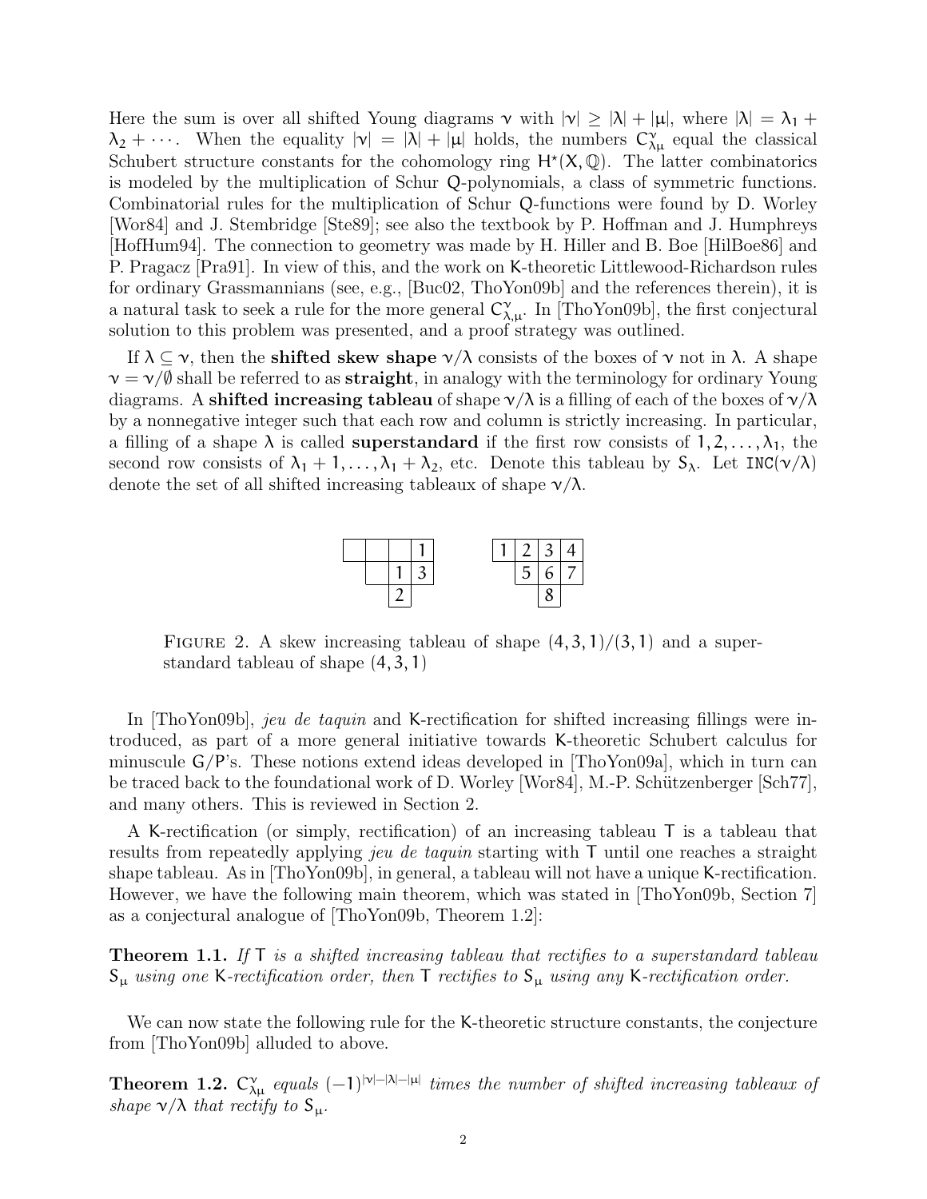Here the sum is over all shifted Young diagrams $\nu$ with $|\nu| \geq |\lambda| + |\mu|$, where $|\lambda| = \lambda_1 + \lambda_2 + \cdots$. When the equality $|\nu| = |\lambda| + |\mu|$ holds, the numbers $C_{\lambda\mu}^{\nu}$ equal the classical Schubert structure constants for the cohomology ring $H^{\star}(X, \mathbb{Q})$. The latter combinatorics is modeled by the multiplication of Schur $Q$-polynomials, a class of symmetric functions. Combinatorial rules for the multiplication of Schur $Q$-functions were found by D. Worley [Wor84] and J. Stembridge [Ste89]; see also the textbook by P. Hoffman and J. Humphreys [HofHum94]. The connection to geometry was made by H. Hiller and B. Boe [HilBoe86] and P. Pragacz [Pra91]. In view of this, and the work on $K$-theoretic Littlewood-Richardson rules for ordinary Grassmannians (see, e.g., [Buc02, ThoYon09b] and the references therein), it is a natural task to seek a rule for the more general $C_{\lambda,\mu}^{\nu}$. In [ThoYon09b], the first conjectural solution to this problem was presented, and a proof strategy was outlined.

If $\lambda \subseteq \nu$, then the **shifted skew shape** $\nu/\lambda$ consists of the boxes of $\nu$ not in $\lambda$. A shape $\nu = \nu/\emptyset$ shall be referred to as **straight**, in analogy with the terminology for ordinary Young diagrams. A **shifted increasing tableau** of shape $\nu/\lambda$ is a filling of each of the boxes of $\nu/\lambda$ by a nonnegative integer such that each row and column is strictly increasing. In particular, a filling of a shape $\lambda$ is called **superstandard** if the first row consists of $1, 2, \ldots, \lambda_1$, the second row consists of $\lambda_1 + 1, \ldots, \lambda_1 + \lambda_2$, etc. Denote this tableau by $S_{\lambda}$. Let $\texttt{INC}(\nu/\lambda)$ denote the set of all shifted increasing tableaux of shape $\nu/\lambda$.

|   |   |   |   |
|---|---|---|---|
|   |   |   | 1 |
|   |   | 1 | 3 |
|   |   | 2 |   |

|   |   |   |   |
|---|---|---|---|
| 1 | 2 | 3 | 4 |
|   | 5 | 6 | 7 |
|   |   | 8 |   |

FIGURE 2. A skew increasing tableau of shape $(4, 3, 1)/(3, 1)$ and a superstandard tableau of shape $(4, 3, 1)$

In [ThoYon09b], *jeu de taquin* and $K$-rectification for shifted increasing fillings were introduced, as part of a more general initiative towards $K$-theoretic Schubert calculus for minuscule $G/P$'s. These notions extend ideas developed in [ThoYon09a], which in turn can be traced back to the foundational work of D. Worley [Wor84], M.-P. Schützenberger [Sch77], and many others. This is reviewed in Section 2.

A $K$-rectification (or simply, rectification) of an increasing tableau $T$ is a tableau that results from repeatedly applying *jeu de taquin* starting with $T$ until one reaches a straight shape tableau. As in [ThoYon09b], in general, a tableau will not have a unique $K$-rectification. However, we have the following main theorem, which was stated in [ThoYon09b, Section 7] as a conjectural analogue of [ThoYon09b, Theorem 1.2]:

**Theorem 1.1.** *If $T$ is a shifted increasing tableau that rectifies to a superstandard tableau $S_{\mu}$ using one $K$-rectification order, then $T$ rectifies to $S_{\mu}$ using any $K$-rectification order.*

We can now state the following rule for the $K$-theoretic structure constants, the conjecture from [ThoYon09b] alluded to above.

**Theorem 1.2.** *$C_{\lambda\mu}^{\nu}$ equals $(-1)^{|\nu|-|\lambda|-|\mu|}$ times the number of shifted increasing tableaux of shape $\nu/\lambda$ that rectify to $S_{\mu}$.*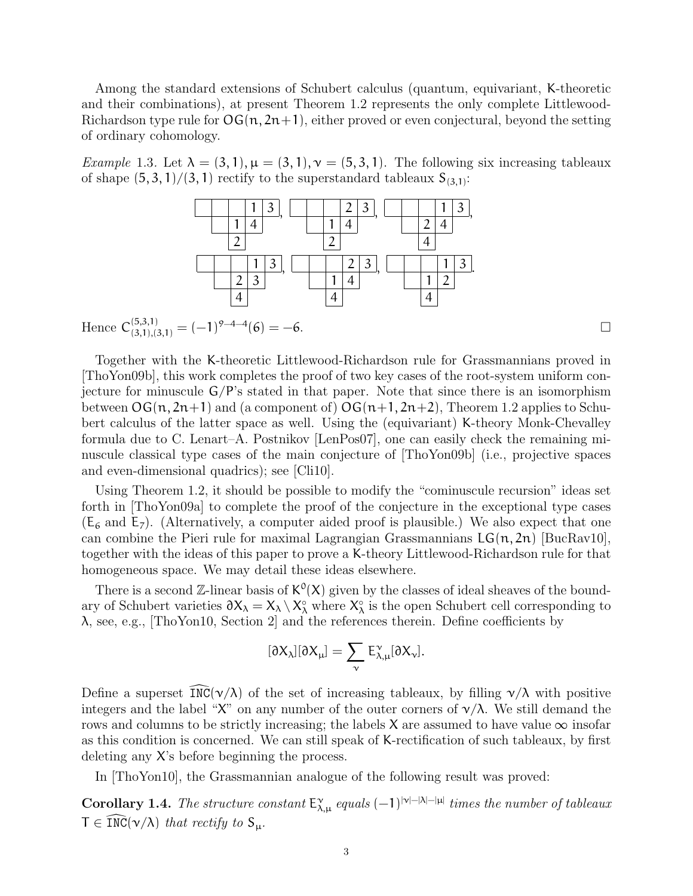Among the standard extensions of Schubert calculus (quantum, equivariant, K-theoretic and their combinations), at present Theorem 1.2 represents the only complete Littlewood-Richardson type rule for $\mathsf{OG}(n, 2n+1)$, either proved or even conjectural, beyond the setting of ordinary cohomology.

*Example* 1.3. Let $\lambda = (3,1), \mu = (3,1), \nu = (5,3,1)$. The following six increasing tableaux of shape $(5,3,1)/(3,1)$ rectify to the superstandard tableaux $S_{(3,1)}$:

$$
\begin{array}{ccccc}
\  & \  & \  & 1 & 3 \\
 & \  & 1 & 4 & \\
 & & 2 & &
\end{array}, \quad
\begin{array}{ccccc}
\  & \  & \  & 2 & 3 \\
 & \  & 1 & 4 & \\
 & & 2 & &
\end{array}, \quad
\begin{array}{ccccc}
\  & \  & \  & 1 & 3 \\
 & \  & 2 & 4 & \\
 & & 4 & &
\end{array},
$$

$$
\begin{array}{ccccc}
\  & \  & \  & 1 & 3 \\
 & \  & 2 & 3 & \\
 & & 4 & &
\end{array}, \quad
\begin{array}{ccccc}
\  & \  & \  & 2 & 3 \\
 & \  & 1 & 4 & \\
 & & 4 & &
\end{array}, \quad
\begin{array}{ccccc}
\  & \  & \  & 1 & 3 \\
 & \  & 1 & 2 & \\
 & & 4 & &
\end{array}.
$$

Hence $C_{(3,1),(3,1)}^{(5,3,1)} = (-1)^{9-4-4}(6) = -6$. □

Together with the K-theoretic Littlewood-Richardson rule for Grassmannians proved in [ThoYon09b], this work completes the proof of two key cases of the root-system uniform conjecture for minuscule $G/P$'s stated in that paper. Note that since there is an isomorphism between $\mathsf{OG}(n, 2n+1)$ and (a component of) $\mathsf{OG}(n+1, 2n+2)$, Theorem 1.2 applies to Schubert calculus of the latter space as well. Using the (equivariant) K-theory Monk-Chevalley formula due to C. Lenart–A. Postnikov [LenPos07], one can easily check the remaining minuscule classical type cases of the main conjecture of [ThoYon09b] (i.e., projective spaces and even-dimensional quadrics); see [Cli10].

Using Theorem 1.2, it should be possible to modify the "cominuscule recursion" ideas set forth in [ThoYon09a] to complete the proof of the conjecture in the exceptional type cases ($E_6$ and $E_7$). (Alternatively, a computer aided proof is plausible.) We also expect that one can combine the Pieri rule for maximal Lagrangian Grassmannians $\mathsf{LG}(n, 2n)$ [BucRav10], together with the ideas of this paper to prove a K-theory Littlewood-Richardson rule for that homogeneous space. We may detail these ideas elsewhere.

There is a second $\mathbb{Z}$-linear basis of $K^0(X)$ given by the classes of ideal sheaves of the boundary of Schubert varieties $\partial X_\lambda = X_\lambda \setminus X_\lambda^\circ$ where $X_\lambda^\circ$ is the open Schubert cell corresponding to $\lambda$, see, e.g., [ThoYon10, Section 2] and the references therein. Define coefficients by

$$[\partial X_\lambda][\partial X_\mu] = \sum_\nu E_{\lambda,\mu}^\nu [\partial X_\nu].$$

Define a superset $\widehat{\mathtt{INC}}(\nu/\lambda)$ of the set of increasing tableaux, by filling $\nu/\lambda$ with positive integers and the label "X" on any number of the outer corners of $\nu/\lambda$. We still demand the rows and columns to be strictly increasing; the labels X are assumed to have value $\infty$ insofar as this condition is concerned. We can still speak of K-rectification of such tableaux, by first deleting any X's before beginning the process.

In [ThoYon10], the Grassmannian analogue of the following result was proved:

**Corollary 1.4.** *The structure constant $E_{\lambda,\mu}^\nu$ equals $(-1)^{|\nu|-|\lambda|-|\mu|}$ times the number of tableaux $T \in \widehat{\mathtt{INC}}(\nu/\lambda)$ that rectify to $S_\mu$.*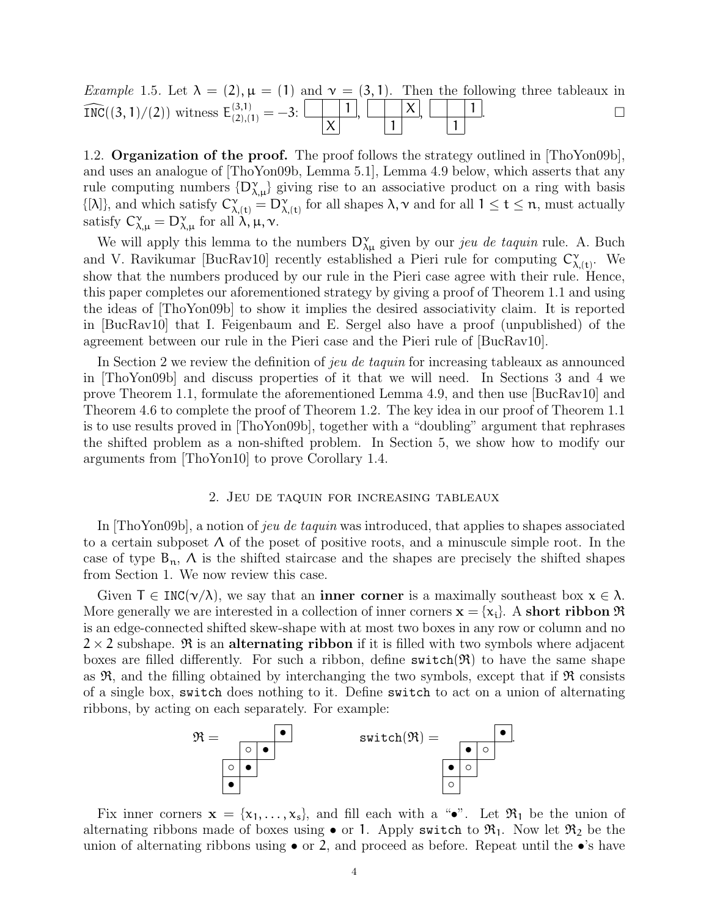*Example* 1.5. Let $\lambda = (2), \mu = (1)$ and $\nu = (3,1)$. Then the following three tableaux in $\widehat{\mathtt{INC}}((3,1)/(2))$ witness $E^{(3,1)}_{(2),(1)} = -3$: (tableaux with first row $\_, \_, 1$ and second row $X$; first row $\_, \_, X$ and second row $1$; first row $\_, \_, 1$ and second row $1$). □

1.2. **Organization of the proof.** The proof follows the strategy outlined in [ThoYon09b], and uses an analogue of [ThoYon09b, Lemma 5.1], Lemma 4.9 below, which asserts that any rule computing numbers $\{D^{\nu}_{\lambda,\mu}\}$ giving rise to an associative product on a ring with basis $\{[\lambda]\}$, and which satisfy $C^{\nu}_{\lambda,(t)} = D^{\nu}_{\lambda,(t)}$ for all shapes $\lambda, \nu$ and for all $1 \leq t \leq n$, must actually satisfy $C^{\nu}_{\lambda,\mu} = D^{\nu}_{\lambda,\mu}$ for all $\lambda, \mu, \nu$.

We will apply this lemma to the numbers $D^{\nu}_{\lambda\mu}$ given by our *jeu de taquin* rule. A. Buch and V. Ravikumar [BucRav10] recently established a Pieri rule for computing $C^{\nu}_{\lambda,(t)}$. We show that the numbers produced by our rule in the Pieri case agree with their rule. Hence, this paper completes our aforementioned strategy by giving a proof of Theorem 1.1 and using the ideas of [ThoYon09b] to show it implies the desired associativity claim. It is reported in [BucRav10] that I. Feigenbaum and E. Sergel also have a proof (unpublished) of the agreement between our rule in the Pieri case and the Pieri rule of [BucRav10].

In Section 2 we review the definition of *jeu de taquin* for increasing tableaux as announced in [ThoYon09b] and discuss properties of it that we will need. In Sections 3 and 4 we prove Theorem 1.1, formulate the aforementioned Lemma 4.9, and then use [BucRav10] and Theorem 4.6 to complete the proof of Theorem 1.2. The key idea in our proof of Theorem 1.1 is to use results proved in [ThoYon09b], together with a "doubling" argument that rephrases the shifted problem as a non-shifted problem. In Section 5, we show how to modify our arguments from [ThoYon10] to prove Corollary 1.4.

## 2. Jeu de taquin for increasing tableaux

In [ThoYon09b], a notion of *jeu de taquin* was introduced, that applies to shapes associated to a certain subposet $\Lambda$ of the poset of positive roots, and a minuscule simple root. In the case of type $B_n$, $\Lambda$ is the shifted staircase and the shapes are precisely the shifted shapes from Section 1. We now review this case.

Given $T \in \mathtt{INC}(\nu/\lambda)$, we say that an **inner corner** is a maximally southeast box $x \in \lambda$. More generally we are interested in a collection of inner corners $\mathbf{x} = \{x_i\}$. A **short ribbon** $\mathfrak{R}$ is an edge-connected shifted skew-shape with at most two boxes in any row or column and no $2 \times 2$ subshape. $\mathfrak{R}$ is an **alternating ribbon** if it is filled with two symbols where adjacent boxes are filled differently. For such a ribbon, define $\mathtt{switch}(\mathfrak{R})$ to have the same shape as $\mathfrak{R}$, and the filling obtained by interchanging the two symbols, except that if $\mathfrak{R}$ consists of a single box, $\mathtt{switch}$ does nothing to it. Define $\mathtt{switch}$ to act on a union of alternating ribbons, by acting on each separately. For example:

$\mathfrak{R} =$ (ribbon with rows: $\bullet$; $\circ\ \bullet$; $\circ\ \bullet$; $\bullet$) $\qquad \mathtt{switch}(\mathfrak{R}) =$ (ribbon with rows: $\bullet$; $\bullet\ \circ$; $\bullet\ \circ$; $\circ$).

Fix inner corners $\mathbf{x} = \{x_1, \ldots, x_s\}$, and fill each with a "$\bullet$". Let $\mathfrak{R}_1$ be the union of alternating ribbons made of boxes using $\bullet$ or $1$. Apply $\mathtt{switch}$ to $\mathfrak{R}_1$. Now let $\mathfrak{R}_2$ be the union of alternating ribbons using $\bullet$ or $2$, and proceed as before. Repeat until the $\bullet$'s have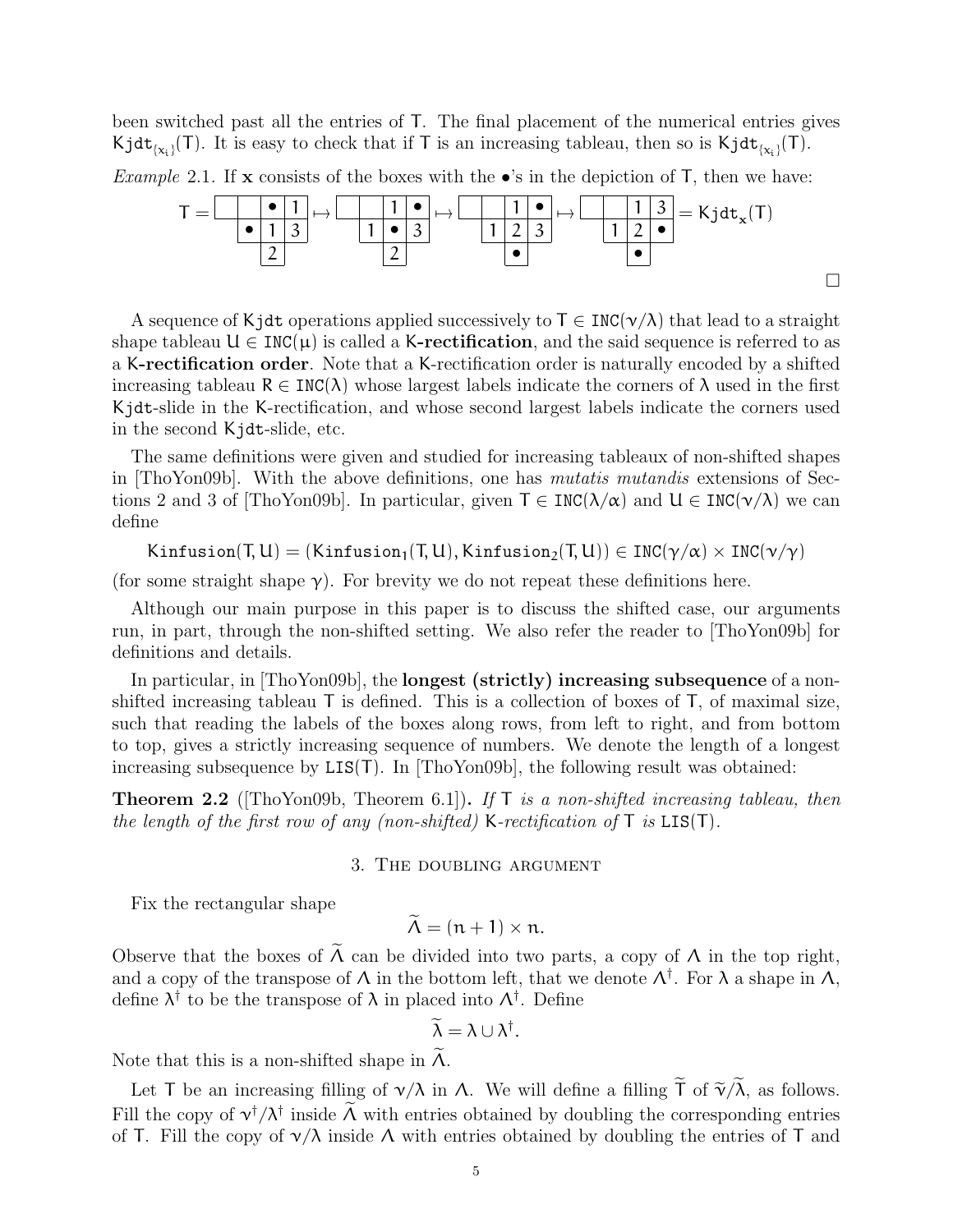been switched past all the entries of $\mathsf{T}$. The final placement of the numerical entries gives $\mathtt{Kjdt}_{\{x_i\}}(\mathsf{T})$. It is easy to check that if $\mathsf{T}$ is an increasing tableau, then so is $\mathtt{Kjdt}_{\{x_i\}}(\mathsf{T})$.

*Example* 2.1. If $\mathbf{x}$ consists of the boxes with the $\bullet$'s in the depiction of $\mathsf{T}$, then we have:

$$\mathsf{T} = \begin{array}{|c|c|c|c|} \hline \phantom{0} & \phantom{0} & \bullet & 1 \\ \hline \multicolumn{1}{c|}{} & \bullet & 1 & 3 \\ \cline{2-4} \multicolumn{2}{c|}{} & 2 & \multicolumn{1}{c}{} \\ \cline{3-3} \end{array} \mapsto \begin{array}{|c|c|c|c|} \hline \phantom{0} & \phantom{0} & 1 & \bullet \\ \hline \multicolumn{1}{c|}{} & 1 & \bullet & 3 \\ \cline{2-4} \multicolumn{2}{c|}{} & 2 & \multicolumn{1}{c}{} \\ \cline{3-3} \end{array} \mapsto \begin{array}{|c|c|c|c|} \hline \phantom{0} & \phantom{0} & 1 & \bullet \\ \hline \multicolumn{1}{c|}{} & 1 & 2 & 3 \\ \cline{2-4} \multicolumn{2}{c|}{} & \bullet & \multicolumn{1}{c}{} \\ \cline{3-3} \end{array} \mapsto \begin{array}{|c|c|c|c|} \hline \phantom{0} & \phantom{0} & 1 & 3 \\ \hline \multicolumn{1}{c|}{} & 1 & 2 & \bullet \\ \cline{2-4} \multicolumn{2}{c|}{} & \bullet & \multicolumn{1}{c}{} \\ \cline{3-3} \end{array} = \mathtt{Kjdt}_{\mathbf{x}}(\mathsf{T})$$

$\square$

A sequence of $\mathsf{Kjdt}$ operations applied successively to $\mathsf{T} \in \mathtt{INC}(\nu/\lambda)$ that lead to a straight shape tableau $\mathsf{U} \in \mathtt{INC}(\mu)$ is called a **K-rectification**, and the said sequence is referred to as a **K-rectification order**. Note that a K-rectification order is naturally encoded by a shifted increasing tableau $\mathsf{R} \in \mathtt{INC}(\lambda)$ whose largest labels indicate the corners of $\lambda$ used in the first $\mathsf{Kjdt}$-slide in the K-rectification, and whose second largest labels indicate the corners used in the second $\mathsf{Kjdt}$-slide, etc.

The same definitions were given and studied for increasing tableaux of non-shifted shapes in [ThoYon09b]. With the above definitions, one has *mutatis mutandis* extensions of Sections 2 and 3 of [ThoYon09b]. In particular, given $\mathsf{T} \in \mathtt{INC}(\lambda/\alpha)$ and $\mathsf{U} \in \mathtt{INC}(\nu/\lambda)$ we can define

$$\mathsf{Kinfusion}(\mathsf{T},\mathsf{U}) = (\mathsf{Kinfusion}_1(\mathsf{T},\mathsf{U}), \mathsf{Kinfusion}_2(\mathsf{T},\mathsf{U})) \in \mathtt{INC}(\gamma/\alpha) \times \mathtt{INC}(\nu/\gamma)$$

(for some straight shape $\gamma$). For brevity we do not repeat these definitions here.

Although our main purpose in this paper is to discuss the shifted case, our arguments run, in part, through the non-shifted setting. We also refer the reader to [ThoYon09b] for definitions and details.

In particular, in [ThoYon09b], the **longest (strictly) increasing subsequence** of a non-shifted increasing tableau $\mathsf{T}$ is defined. This is a collection of boxes of $\mathsf{T}$, of maximal size, such that reading the labels of the boxes along rows, from left to right, and from bottom to top, gives a strictly increasing sequence of numbers. We denote the length of a longest increasing subsequence by $\mathtt{LIS}(\mathsf{T})$. In [ThoYon09b], the following result was obtained:

**Theorem 2.2** ([ThoYon09b, Theorem 6.1])**.** *If $\mathsf{T}$ is a non-shifted increasing tableau, then the length of the first row of any (non-shifted) $\mathsf{K}$-rectification of $\mathsf{T}$ is $\mathtt{LIS}(\mathsf{T})$.*

## 3. The doubling argument

Fix the rectangular shape

$$\widetilde{\Lambda} = (n+1) \times n.$$

Observe that the boxes of $\widetilde{\Lambda}$ can be divided into two parts, a copy of $\Lambda$ in the top right, and a copy of the transpose of $\Lambda$ in the bottom left, that we denote $\Lambda^{\dagger}$. For $\lambda$ a shape in $\Lambda$, define $\lambda^{\dagger}$ to be the transpose of $\lambda$ in placed into $\Lambda^{\dagger}$. Define

$$\widetilde{\lambda} = \lambda \cup \lambda^{\dagger}.$$

Note that this is a non-shifted shape in $\widetilde{\Lambda}$.

Let $\mathsf{T}$ be an increasing filling of $\nu/\lambda$ in $\Lambda$. We will define a filling $\widetilde{\mathsf{T}}$ of $\widetilde{\nu}/\widetilde{\lambda}$, as follows. Fill the copy of $\nu^{\dagger}/\lambda^{\dagger}$ inside $\widetilde{\Lambda}$ with entries obtained by doubling the corresponding entries of $\mathsf{T}$. Fill the copy of $\nu/\lambda$ inside $\Lambda$ with entries obtained by doubling the entries of $\mathsf{T}$ and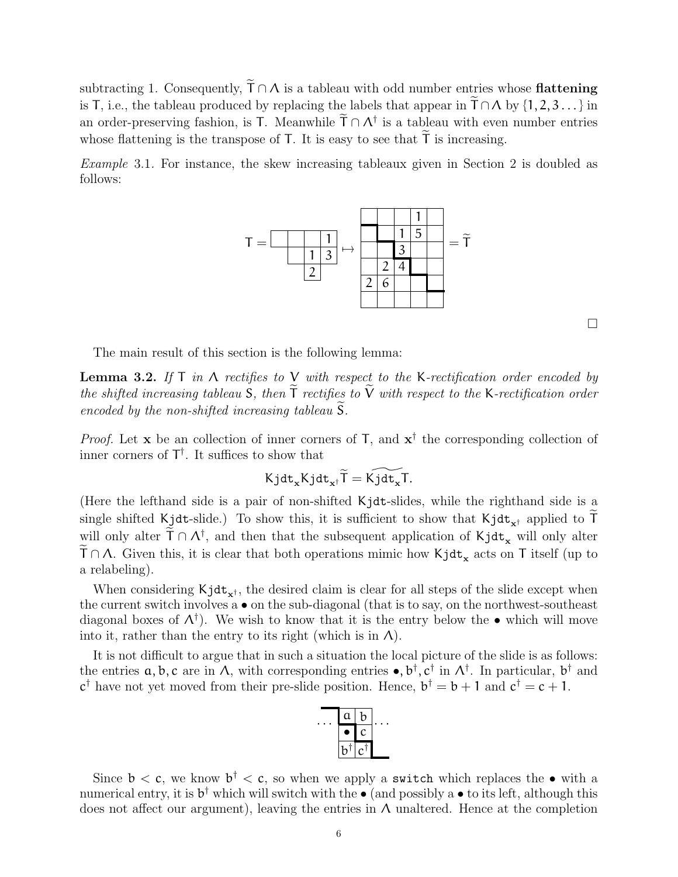subtracting 1. Consequently, $\widetilde{\mathsf{T}} \cap \Lambda$ is a tableau with odd number entries whose **flattening** is $\mathsf{T}$, i.e., the tableau produced by replacing the labels that appear in $\widetilde{\mathsf{T}} \cap \Lambda$ by $\{1, 2, 3 \ldots\}$ in an order-preserving fashion, is $\mathsf{T}$. Meanwhile $\widetilde{\mathsf{T}} \cap \Lambda^\dagger$ is a tableau with even number entries whose flattening is the transpose of $\mathsf{T}$. It is easy to see that $\widetilde{\mathsf{T}}$ is increasing.

*Example* 3.1. For instance, the skew increasing tableaux given in Section 2 is doubled as follows:

$$\mathsf{T} = \begin{array}{cccc} \square & \square & \square & 1 \\ & \square & 1 & 3 \\ & & 2 & \end{array} \mapsto \begin{array}{|c|c|c|c|c|} \hline & & & 1 & \\ \hline & & 1 & 5 & \\ \hline & & 3 & & \\ \hline & 2 & 4 & & \\ \hline 2 & 6 & & & \\ \hline & & & & \\ \hline \end{array} = \widetilde{\mathsf{T}}$$

□

The main result of this section is the following lemma:

**Lemma 3.2.** *If $\mathsf{T}$ in $\Lambda$ rectifies to $\mathsf{V}$ with respect to the $\mathsf{K}$-rectification order encoded by the shifted increasing tableau $\mathsf{S}$, then $\widetilde{\mathsf{T}}$ rectifies to $\widetilde{\mathsf{V}}$ with respect to the $\mathsf{K}$-rectification order encoded by the non-shifted increasing tableau $\widetilde{\mathsf{S}}$.*

*Proof.* Let $\mathbf{x}$ be an collection of inner corners of $\mathsf{T}$, and $\mathbf{x}^\dagger$ the corresponding collection of inner corners of $\mathsf{T}^\dagger$. It suffices to show that

$$\mathtt{Kjdt}_{\mathbf{x}}\mathtt{Kjdt}_{\mathbf{x}^\dagger}\widetilde{\mathsf{T}} = \widetilde{\mathtt{Kjdt}_{\mathbf{x}}\mathsf{T}}.$$

(Here the lefthand side is a pair of non-shifted $\mathtt{Kjdt}$-slides, while the righthand side is a single shifted $\mathtt{Kjdt}$-slide.) To show this, it is sufficient to show that $\mathtt{Kjdt}_{\mathbf{x}^\dagger}$ applied to $\widetilde{\mathsf{T}}$ will only alter $\widetilde{\mathsf{T}} \cap \Lambda^\dagger$, and then that the subsequent application of $\mathtt{Kjdt}_{\mathbf{x}}$ will only alter $\widetilde{\mathsf{T}} \cap \Lambda$. Given this, it is clear that both operations mimic how $\mathtt{Kjdt}_{\mathbf{x}}$ acts on $\mathsf{T}$ itself (up to a relabeling).

When considering $\mathtt{Kjdt}_{\mathbf{x}^\dagger}$, the desired claim is clear for all steps of the slide except when the current switch involves a $\bullet$ on the sub-diagonal (that is to say, on the northwest-southeast diagonal boxes of $\Lambda^\dagger$). We wish to know that it is the entry below the $\bullet$ which will move into it, rather than the entry to its right (which is in $\Lambda$).

It is not difficult to argue that in such a situation the local picture of the slide is as follows: the entries $a, b, c$ are in $\Lambda$, with corresponding entries $\bullet, b^\dagger, c^\dagger$ in $\Lambda^\dagger$. In particular, $b^\dagger$ and $c^\dagger$ have not yet moved from their pre-slide position. Hence, $b^\dagger = b + 1$ and $c^\dagger = c + 1$.

$$\cdots \begin{array}{|c|c|} \hline a & b \\ \hline \bullet & c \\ \hline b^\dagger & c^\dagger \\ \hline \end{array} \cdots$$

Since $b < c$, we know $b^\dagger < c$, so when we apply a `switch` which replaces the $\bullet$ with a numerical entry, it is $b^\dagger$ which will switch with the $\bullet$ (and possibly a $\bullet$ to its left, although this does not affect our argument), leaving the entries in $\Lambda$ unaltered. Hence at the completion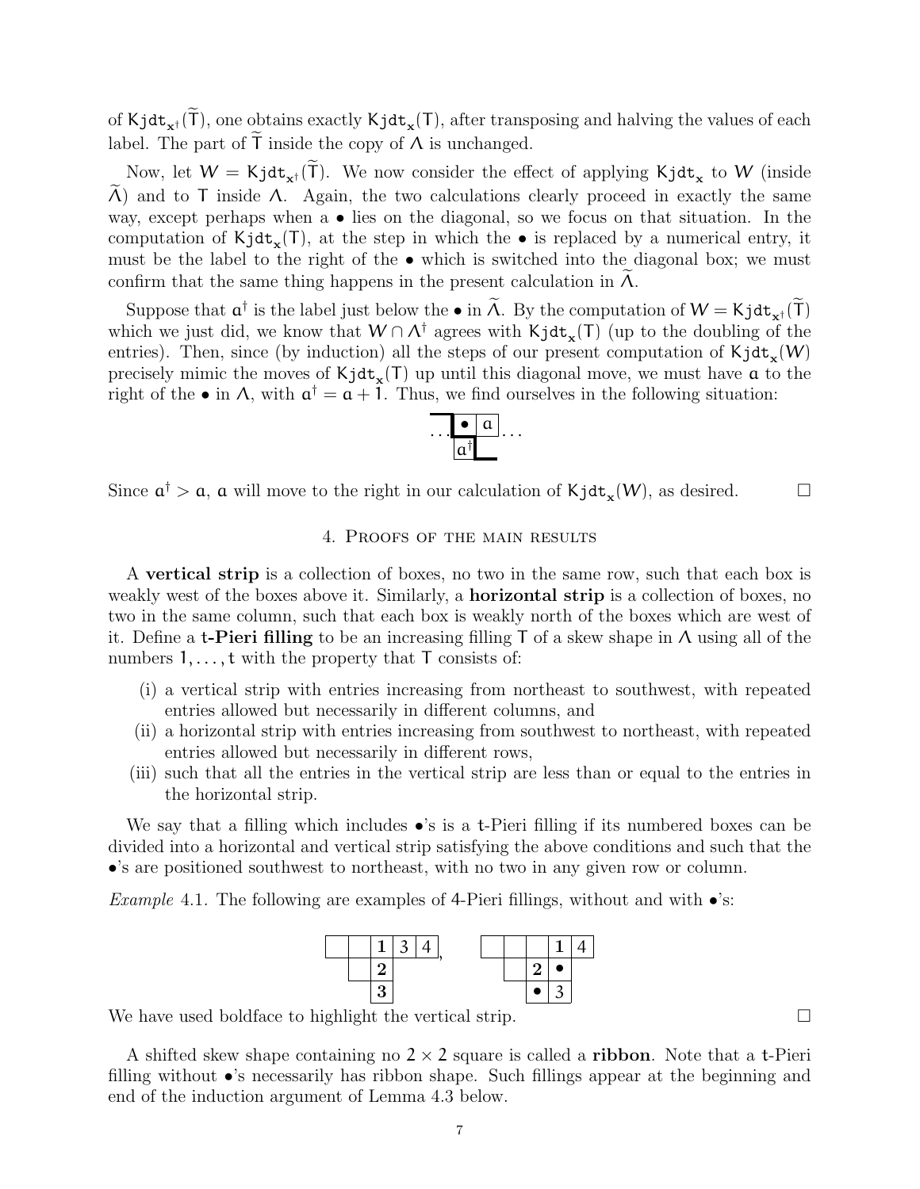of $\mathsf{Kjdt}_{\mathbf{x}^\dagger}(\widetilde{\mathsf{T}})$, one obtains exactly $\mathsf{Kjdt}_{\mathbf{x}}(\mathsf{T})$, after transposing and halving the values of each label. The part of $\widetilde{\mathsf{T}}$ inside the copy of $\Lambda$ is unchanged.

Now, let $W = \mathsf{Kjdt}_{\mathbf{x}^\dagger}(\widetilde{\mathsf{T}})$. We now consider the effect of applying $\mathsf{Kjdt}_{\mathbf{x}}$ to $W$ (inside $\widetilde{\Lambda}$) and to $\mathsf{T}$ inside $\Lambda$. Again, the two calculations clearly proceed in exactly the same way, except perhaps when a $\bullet$ lies on the diagonal, so we focus on that situation. In the computation of $\mathsf{Kjdt}_{\mathbf{x}}(\mathsf{T})$, at the step in which the $\bullet$ is replaced by a numerical entry, it must be the label to the right of the $\bullet$ which is switched into the diagonal box; we must confirm that the same thing happens in the present calculation in $\widetilde{\Lambda}$.

Suppose that $\mathsf{a}^\dagger$ is the label just below the $\bullet$ in $\widetilde{\Lambda}$. By the computation of $W = \mathsf{Kjdt}_{\mathbf{x}^\dagger}(\widetilde{\mathsf{T}})$ which we just did, we know that $W \cap \Lambda^\dagger$ agrees with $\mathsf{Kjdt}_{\mathbf{x}}(\mathsf{T})$ (up to the doubling of the entries). Then, since (by induction) all the steps of our present computation of $\mathsf{Kjdt}_{\mathbf{x}}(W)$ precisely mimic the moves of $\mathsf{Kjdt}_{\mathbf{x}}(\mathsf{T})$ up until this diagonal move, we must have $\mathsf{a}$ to the right of the $\bullet$ in $\Lambda$, with $\mathsf{a}^\dagger = \mathsf{a} + 1$. Thus, we find ourselves in the following situation:

| ... | $\bullet$ | $\mathsf{a}$ | ... |
|---|---|---|---|
| | $\mathsf{a}^\dagger$ | | |

Since $\mathsf{a}^\dagger > \mathsf{a}$, $\mathsf{a}$ will move to the right in our calculation of $\mathsf{Kjdt}_{\mathbf{x}}(W)$, as desired. □

## 4. Proofs of the main results

A **vertical strip** is a collection of boxes, no two in the same row, such that each box is weakly west of the boxes above it. Similarly, a **horizontal strip** is a collection of boxes, no two in the same column, such that each box is weakly north of the boxes which are west of it. Define a **t-Pieri filling** to be an increasing filling $\mathsf{T}$ of a skew shape in $\Lambda$ using all of the numbers $1, \ldots, \mathsf{t}$ with the property that $\mathsf{T}$ consists of:

(i) a vertical strip with entries increasing from northeast to southwest, with repeated entries allowed but necessarily in different columns, and
(ii) a horizontal strip with entries increasing from southwest to northeast, with repeated entries allowed but necessarily in different rows,
(iii) such that all the entries in the vertical strip are less than or equal to the entries in the horizontal strip.

We say that a filling which includes $\bullet$'s is a $\mathsf{t}$-Pieri filling if its numbered boxes can be divided into a horizontal and vertical strip satisfying the above conditions and such that the $\bullet$'s are positioned southwest to northeast, with no two in any given row or column.

*Example* 4.1. The following are examples of 4-Pieri fillings, without and with $\bullet$'s:

| | | **1** | 3 | 4 |
|---|---|---|---|---|
| | | **2** | | |
| | | **3** | | |

| | | | **1** | 4 |
|---|---|---|---|---|
| | | **2** | $\bullet$ | |
| | | $\bullet$ | 3 | |

We have used boldface to highlight the vertical strip. □

A shifted skew shape containing no $2 \times 2$ square is called a **ribbon**. Note that a $\mathsf{t}$-Pieri filling without $\bullet$'s necessarily has ribbon shape. Such fillings appear at the beginning and end of the induction argument of Lemma 4.3 below.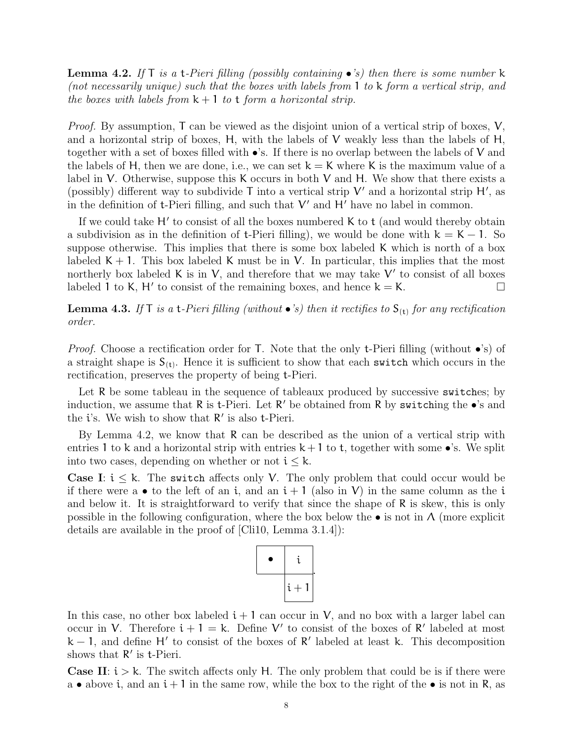**Lemma 4.2.** *If* $\mathsf{T}$ *is a* $\mathsf{t}$*-Pieri filling (possibly containing* $\bullet$*'s) then there is some number* $\mathsf{k}$ *(not necessarily unique) such that the boxes with labels from* $1$ *to* $\mathsf{k}$ *form a vertical strip, and the boxes with labels from* $\mathsf{k}+1$ *to* $\mathsf{t}$ *form a horizontal strip.*

*Proof.* By assumption, $\mathsf{T}$ can be viewed as the disjoint union of a vertical strip of boxes, $\mathsf{V}$, and a horizontal strip of boxes, $\mathsf{H}$, with the labels of $\mathsf{V}$ weakly less than the labels of $\mathsf{H}$, together with a set of boxes filled with $\bullet$'s. If there is no overlap between the labels of $\mathsf{V}$ and the labels of $\mathsf{H}$, then we are done, i.e., we can set $\mathsf{k} = \mathsf{K}$ where $\mathsf{K}$ is the maximum value of a label in $\mathsf{V}$. Otherwise, suppose this $\mathsf{K}$ occurs in both $\mathsf{V}$ and $\mathsf{H}$. We show that there exists a (possibly) different way to subdivide $\mathsf{T}$ into a vertical strip $\mathsf{V}'$ and a horizontal strip $\mathsf{H}'$, as in the definition of $\mathsf{t}$-Pieri filling, and such that $\mathsf{V}'$ and $\mathsf{H}'$ have no label in common.

If we could take $\mathsf{H}'$ to consist of all the boxes numbered $\mathsf{K}$ to $\mathsf{t}$ (and would thereby obtain a subdivision as in the definition of $\mathsf{t}$-Pieri filling), we would be done with $\mathsf{k} = \mathsf{K}-1$. So suppose otherwise. This implies that there is some box labeled $\mathsf{K}$ which is north of a box labeled $\mathsf{K}+1$. This box labeled $\mathsf{K}$ must be in $\mathsf{V}$. In particular, this implies that the most northerly box labeled $\mathsf{K}$ is in $\mathsf{V}$, and therefore that we may take $\mathsf{V}'$ to consist of all boxes labeled $1$ to $\mathsf{K}$, $\mathsf{H}'$ to consist of the remaining boxes, and hence $\mathsf{k} = \mathsf{K}$. □

**Lemma 4.3.** *If* $\mathsf{T}$ *is a* $\mathsf{t}$*-Pieri filling (without* $\bullet$*'s) then it rectifies to* $\mathsf{S}_{(\mathsf{t})}$ *for any rectification order.*

*Proof.* Choose a rectification order for $\mathsf{T}$. Note that the only $\mathsf{t}$-Pieri filling (without $\bullet$'s) of a straight shape is $\mathsf{S}_{(\mathsf{t})}$. Hence it is sufficient to show that each `switch` which occurs in the rectification, preserves the property of being $\mathsf{t}$-Pieri.

Let $\mathsf{R}$ be some tableau in the sequence of tableaux produced by successive `switch`es; by induction, we assume that $\mathsf{R}$ is $\mathsf{t}$-Pieri. Let $\mathsf{R}'$ be obtained from $\mathsf{R}$ by `switch`ing the $\bullet$'s and the $\mathsf{i}$'s. We wish to show that $\mathsf{R}'$ is also $\mathsf{t}$-Pieri.

By Lemma 4.2, we know that $\mathsf{R}$ can be described as the union of a vertical strip with entries $1$ to $\mathsf{k}$ and a horizontal strip with entries $\mathsf{k}+1$ to $\mathsf{t}$, together with some $\bullet$'s. We split into two cases, depending on whether or not $\mathsf{i} \le \mathsf{k}$.

**Case I**: $\mathsf{i} \le \mathsf{k}$. The `switch` affects only $\mathsf{V}$. The only problem that could occur would be if there were a $\bullet$ to the left of an $\mathsf{i}$, and an $\mathsf{i}+1$ (also in $\mathsf{V}$) in the same column as the $\mathsf{i}$ and below it. It is straightforward to verify that since the shape of $\mathsf{R}$ is skew, this is only possible in the following configuration, where the box below the $\bullet$ is not in $\Lambda$ (more explicit details are available in the proof of [Cli10, Lemma 3.1.4]):

| $\bullet$ | $\mathsf{i}$ |
|---|---|
| | $\mathsf{i}+1$ |

In this case, no other box labeled $\mathsf{i}+1$ can occur in $\mathsf{V}$, and no box with a larger label can occur in $\mathsf{V}$. Therefore $\mathsf{i}+1 = \mathsf{k}$. Define $\mathsf{V}'$ to consist of the boxes of $\mathsf{R}'$ labeled at most $\mathsf{k}-1$, and define $\mathsf{H}'$ to consist of the boxes of $\mathsf{R}'$ labeled at least $\mathsf{k}$. This decomposition shows that $\mathsf{R}'$ is $\mathsf{t}$-Pieri.

**Case II**: $\mathsf{i} > \mathsf{k}$. The switch affects only $\mathsf{H}$. The only problem that could be is if there were a $\bullet$ above $\mathsf{i}$, and an $\mathsf{i}+1$ in the same row, while the box to the right of the $\bullet$ is not in $\mathsf{R}$, as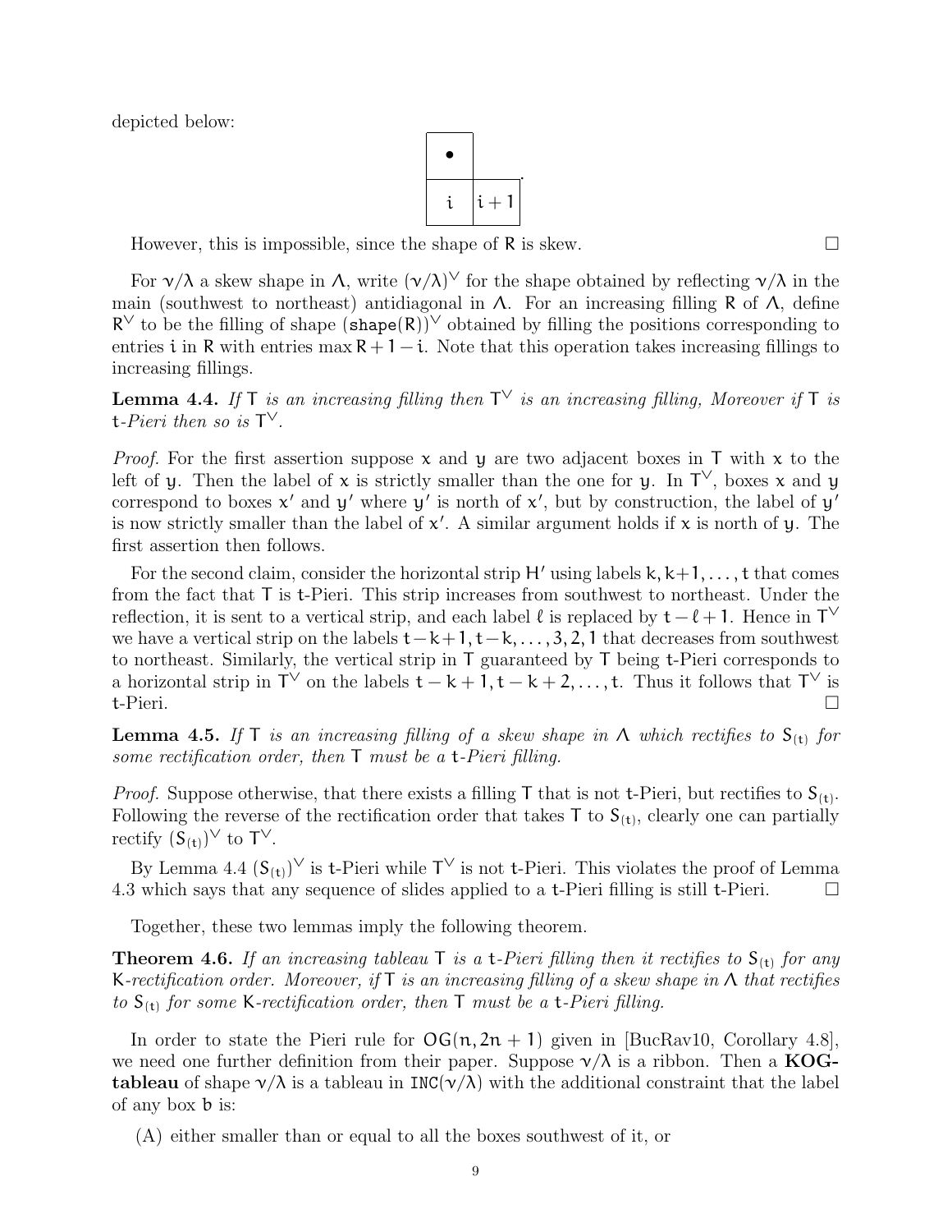depicted below:

$$\begin{array}{|c|c}\hline \bullet & \\ \hline i & \multicolumn{1}{|c|}{i+1} \\ \hline \end{array}.$$

However, this is impossible, since the shape of $\mathsf{R}$ is skew. $\square$

For $\nu/\lambda$ a skew shape in $\Lambda$, write $(\nu/\lambda)^\vee$ for the shape obtained by reflecting $\nu/\lambda$ in the main (southwest to northeast) antidiagonal in $\Lambda$. For an increasing filling $\mathsf{R}$ of $\Lambda$, define $\mathsf{R}^\vee$ to be the filling of shape $(\mathtt{shape}(\mathsf{R}))^\vee$ obtained by filling the positions corresponding to entries $i$ in $\mathsf{R}$ with entries $\max \mathsf{R} + 1 - i$. Note that this operation takes increasing fillings to increasing fillings.

**Lemma 4.4.** *If* $\mathsf{T}$ *is an increasing filling then* $\mathsf{T}^\vee$ *is an increasing filling, Moreover if* $\mathsf{T}$ *is* $\mathsf{t}$*-Pieri then so is* $\mathsf{T}^\vee$.

*Proof.* For the first assertion suppose $x$ and $y$ are two adjacent boxes in $\mathsf{T}$ with $x$ to the left of $y$. Then the label of $x$ is strictly smaller than the one for $y$. In $\mathsf{T}^\vee$, boxes $x$ and $y$ correspond to boxes $x'$ and $y'$ where $y'$ is north of $x'$, but by construction, the label of $y'$ is now strictly smaller than the label of $x'$. A similar argument holds if $x$ is north of $y$. The first assertion then follows.

For the second claim, consider the horizontal strip $H'$ using labels $k, k+1, \ldots, t$ that comes from the fact that $\mathsf{T}$ is $\mathsf{t}$-Pieri. This strip increases from southwest to northeast. Under the reflection, it is sent to a vertical strip, and each label $\ell$ is replaced by $t - \ell + 1$. Hence in $\mathsf{T}^\vee$ we have a vertical strip on the labels $t-k+1, t-k, \ldots, 3, 2, 1$ that decreases from southwest to northeast. Similarly, the vertical strip in $\mathsf{T}$ guaranteed by $\mathsf{T}$ being $\mathsf{t}$-Pieri corresponds to a horizontal strip in $\mathsf{T}^\vee$ on the labels $t-k+1, t-k+2, \ldots, t$. Thus it follows that $\mathsf{T}^\vee$ is $\mathsf{t}$-Pieri. $\square$

**Lemma 4.5.** *If* $\mathsf{T}$ *is an increasing filling of a skew shape in* $\Lambda$ *which rectifies to* $\mathsf{S}_{(t)}$ *for some rectification order, then* $\mathsf{T}$ *must be a* $\mathsf{t}$*-Pieri filling.*

*Proof.* Suppose otherwise, that there exists a filling $\mathsf{T}$ that is not $\mathsf{t}$-Pieri, but rectifies to $\mathsf{S}_{(t)}$. Following the reverse of the rectification order that takes $\mathsf{T}$ to $\mathsf{S}_{(t)}$, clearly one can partially rectify $(\mathsf{S}_{(t)})^\vee$ to $\mathsf{T}^\vee$.

By Lemma 4.4 $(\mathsf{S}_{(t)})^\vee$ is $\mathsf{t}$-Pieri while $\mathsf{T}^\vee$ is not $\mathsf{t}$-Pieri. This violates the proof of Lemma 4.3 which says that any sequence of slides applied to a $\mathsf{t}$-Pieri filling is still $\mathsf{t}$-Pieri. $\square$

Together, these two lemmas imply the following theorem.

**Theorem 4.6.** *If an increasing tableau* $\mathsf{T}$ *is a* $\mathsf{t}$*-Pieri filling then it rectifies to* $\mathsf{S}_{(t)}$ *for any* $\mathsf{K}$*-rectification order. Moreover, if* $\mathsf{T}$ *is an increasing filling of a skew shape in* $\Lambda$ *that rectifies to* $\mathsf{S}_{(t)}$ *for some* $\mathsf{K}$*-rectification order, then* $\mathsf{T}$ *must be a* $\mathsf{t}$*-Pieri filling.*

In order to state the Pieri rule for $\mathsf{OG}(n, 2n+1)$ given in [BucRav10, Corollary 4.8], we need one further definition from their paper. Suppose $\nu/\lambda$ is a ribbon. Then a **KOG-tableau** of shape $\nu/\lambda$ is a tableau in $\mathtt{INC}(\nu/\lambda)$ with the additional constraint that the label of any box $b$ is:

(A) either smaller than or equal to all the boxes southwest of it, or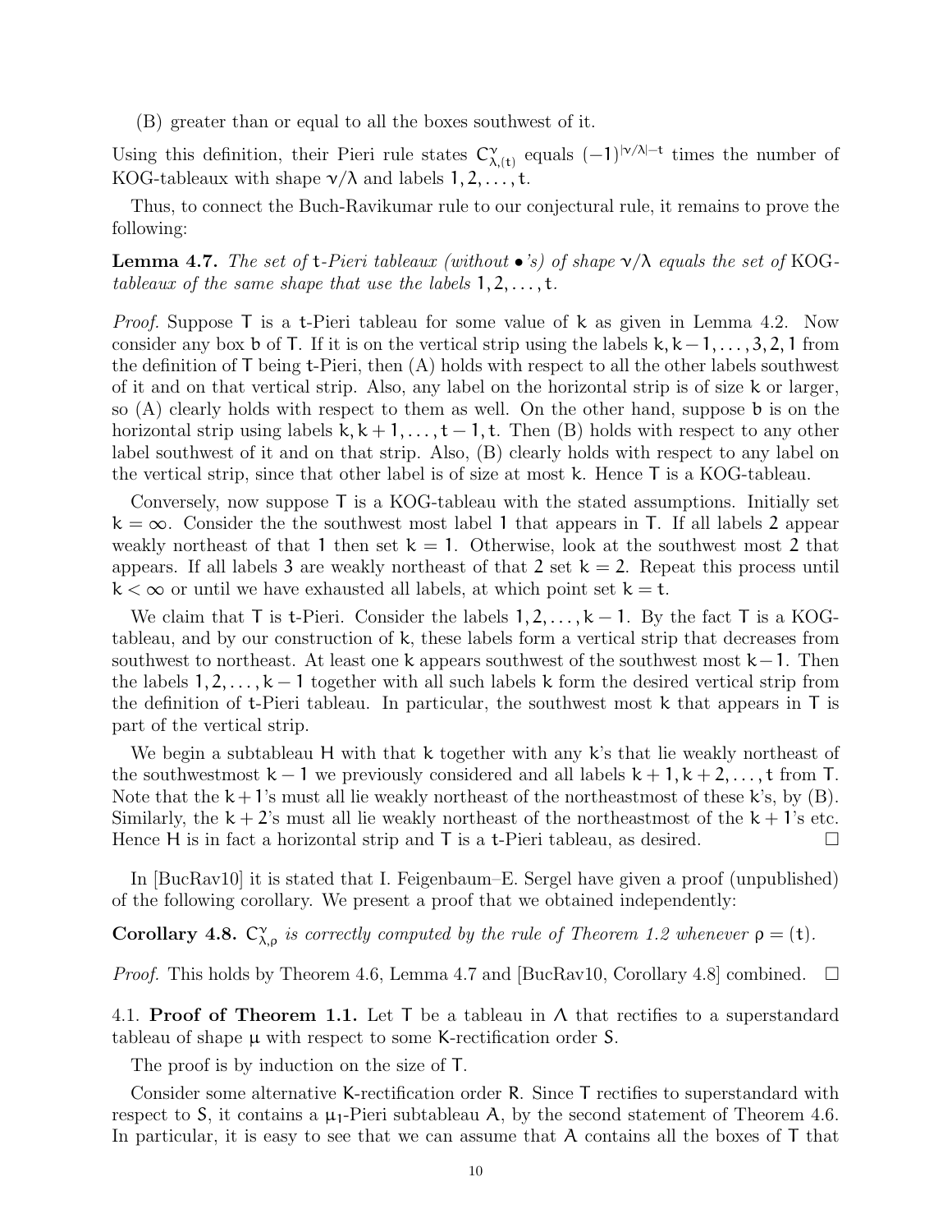(B) greater than or equal to all the boxes southwest of it.

Using this definition, their Pieri rule states $C^{\nu}_{\lambda,(t)}$ equals $(-1)^{|\nu/\lambda|-t}$ times the number of KOG-tableaux with shape $\nu/\lambda$ and labels $1, 2, \ldots, t$.

Thus, to connect the Buch-Ravikumar rule to our conjectural rule, it remains to prove the following:

**Lemma 4.7.** *The set of* $t$*-Pieri tableaux (without* $\bullet$*'s) of shape* $\nu/\lambda$ *equals the set of* KOG*-tableaux of the same shape that use the labels* $1, 2, \ldots, t$*.*

*Proof.* Suppose $T$ is a $t$-Pieri tableau for some value of $k$ as given in Lemma 4.2. Now consider any box $b$ of $T$. If it is on the vertical strip using the labels $k, k-1, \ldots, 3, 2, 1$ from the definition of $T$ being $t$-Pieri, then (A) holds with respect to all the other labels southwest of it and on that vertical strip. Also, any label on the horizontal strip is of size $k$ or larger, so (A) clearly holds with respect to them as well. On the other hand, suppose $b$ is on the horizontal strip using labels $k, k+1, \ldots, t-1, t$. Then (B) holds with respect to any other label southwest of it and on that strip. Also, (B) clearly holds with respect to any label on the vertical strip, since that other label is of size at most $k$. Hence $T$ is a KOG-tableau.

Conversely, now suppose $T$ is a KOG-tableau with the stated assumptions. Initially set $k = \infty$. Consider the the southwest most label $1$ that appears in $T$. If all labels $2$ appear weakly northeast of that $1$ then set $k = 1$. Otherwise, look at the southwest most $2$ that appears. If all labels $3$ are weakly northeast of that $2$ set $k = 2$. Repeat this process until $k < \infty$ or until we have exhausted all labels, at which point set $k = t$.

We claim that $T$ is $t$-Pieri. Consider the labels $1, 2, \ldots, k-1$. By the fact $T$ is a KOG-tableau, and by our construction of $k$, these labels form a vertical strip that decreases from southwest to northeast. At least one $k$ appears southwest of the southwest most $k-1$. Then the labels $1, 2, \ldots, k-1$ together with all such labels $k$ form the desired vertical strip from the definition of $t$-Pieri tableau. In particular, the southwest most $k$ that appears in $T$ is part of the vertical strip.

We begin a subtableau $H$ with that $k$ together with any $k$'s that lie weakly northeast of the southwestmost $k-1$ we previously considered and all labels $k+1, k+2, \ldots, t$ from $T$. Note that the $k+1$'s must all lie weakly northeast of the northeastmost of these $k$'s, by (B). Similarly, the $k+2$'s must all lie weakly northeast of the northeastmost of the $k+1$'s etc. Hence $H$ is in fact a horizontal strip and $T$ is a $t$-Pieri tableau, as desired. $\square$

In [BucRav10] it is stated that I. Feigenbaum–E. Sergel have given a proof (unpublished) of the following corollary. We present a proof that we obtained independently:

**Corollary 4.8.** $C^{\nu}_{\lambda,\rho}$ *is correctly computed by the rule of Theorem 1.2 whenever* $\rho = (t)$*.*

*Proof.* This holds by Theorem 4.6, Lemma 4.7 and [BucRav10, Corollary 4.8] combined. $\square$

### 4.1. Proof of Theorem 1.1.

Let $T$ be a tableau in $\Lambda$ that rectifies to a superstandard tableau of shape $\mu$ with respect to some $K$-rectification order $S$.

The proof is by induction on the size of $T$.

Consider some alternative $K$-rectification order $R$. Since $T$ rectifies to superstandard with respect to $S$, it contains a $\mu_1$-Pieri subtableau $A$, by the second statement of Theorem 4.6. In particular, it is easy to see that we can assume that $A$ contains all the boxes of $T$ that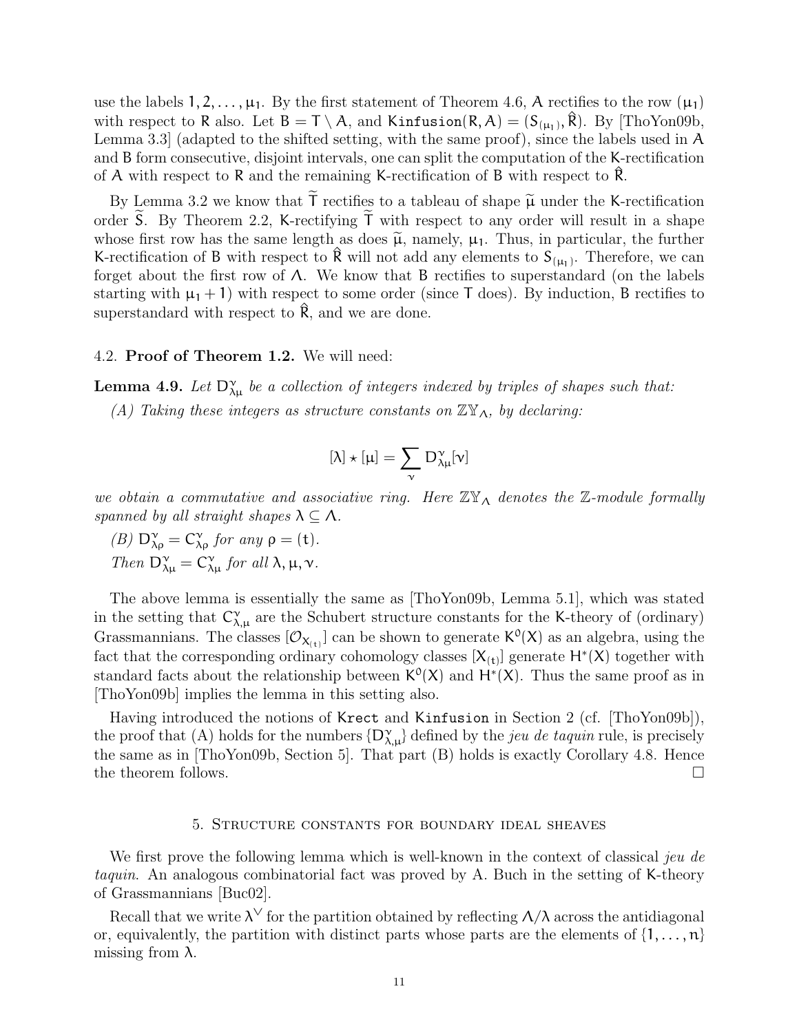use the labels $1, 2, \ldots, \mu_1$. By the first statement of Theorem 4.6, $A$ rectifies to the row $(\mu_1)$ with respect to $R$ also. Let $B = T \setminus A$, and $\mathtt{Kinfusion}(R, A) = (S_{(\mu_1)}, \hat{R})$. By [ThoYon09b, Lemma 3.3] (adapted to the shifted setting, with the same proof), since the labels used in $A$ and $B$ form consecutive, disjoint intervals, one can split the computation of the K-rectification of $A$ with respect to $R$ and the remaining K-rectification of $B$ with respect to $\hat{R}$.

By Lemma 3.2 we know that $\widetilde{T}$ rectifies to a tableau of shape $\widetilde{\mu}$ under the K-rectification order $\widetilde{S}$. By Theorem 2.2, K-rectifying $\widetilde{T}$ with respect to any order will result in a shape whose first row has the same length as does $\widetilde{\mu}$, namely, $\mu_1$. Thus, in particular, the further K-rectification of $B$ with respect to $\hat{R}$ will not add any elements to $S_{(\mu_1)}$. Therefore, we can forget about the first row of $\Lambda$. We know that $B$ rectifies to superstandard (on the labels starting with $\mu_1 + 1$) with respect to some order (since $T$ does). By induction, $B$ rectifies to superstandard with respect to $\hat{R}$, and we are done.

### 4.2. **Proof of Theorem 1.2.**

We will need:

**Lemma 4.9.** *Let $D^{\nu}_{\lambda\mu}$ be a collection of integers indexed by triples of shapes such that:*

*(A) Taking these integers as structure constants on $\mathbb{Z}\mathbb{Y}_{\Lambda}$, by declaring:*

$$[\lambda] \star [\mu] = \sum_{\nu} D^{\nu}_{\lambda\mu}[\nu]$$

*we obtain a commutative and associative ring. Here $\mathbb{Z}\mathbb{Y}_{\Lambda}$ denotes the $\mathbb{Z}$-module formally spanned by all straight shapes $\lambda \subseteq \Lambda$.*

*(B) $D^{\nu}_{\lambda\rho} = C^{\nu}_{\lambda\rho}$ for any $\rho = (t)$.*

*Then $D^{\nu}_{\lambda\mu} = C^{\nu}_{\lambda\mu}$ for all $\lambda, \mu, \nu$.*

The above lemma is essentially the same as [ThoYon09b, Lemma 5.1], which was stated in the setting that $C^{\nu}_{\lambda,\mu}$ are the Schubert structure constants for the K-theory of (ordinary) Grassmannians. The classes $[\mathcal{O}_{X_{(t)}}]$ can be shown to generate $K^0(X)$ as an algebra, using the fact that the corresponding ordinary cohomology classes $[X_{(t)}]$ generate $H^*(X)$ together with standard facts about the relationship between $K^0(X)$ and $H^*(X)$. Thus the same proof as in [ThoYon09b] implies the lemma in this setting also.

Having introduced the notions of $\mathtt{Krect}$ and $\mathtt{Kinfusion}$ in Section 2 (cf. [ThoYon09b]), the proof that (A) holds for the numbers $\{D^{\nu}_{\lambda,\mu}\}$ defined by the *jeu de taquin* rule, is precisely the same as in [ThoYon09b, Section 5]. That part (B) holds is exactly Corollary 4.8. Hence the theorem follows. $\square$

## 5. Structure constants for boundary ideal sheaves

We first prove the following lemma which is well-known in the context of classical *jeu de taquin*. An analogous combinatorial fact was proved by A. Buch in the setting of K-theory of Grassmannians [Buc02].

Recall that we write $\lambda^{\vee}$ for the partition obtained by reflecting $\Lambda/\lambda$ across the antidiagonal or, equivalently, the partition with distinct parts whose parts are the elements of $\{1, \ldots, n\}$ missing from $\lambda$.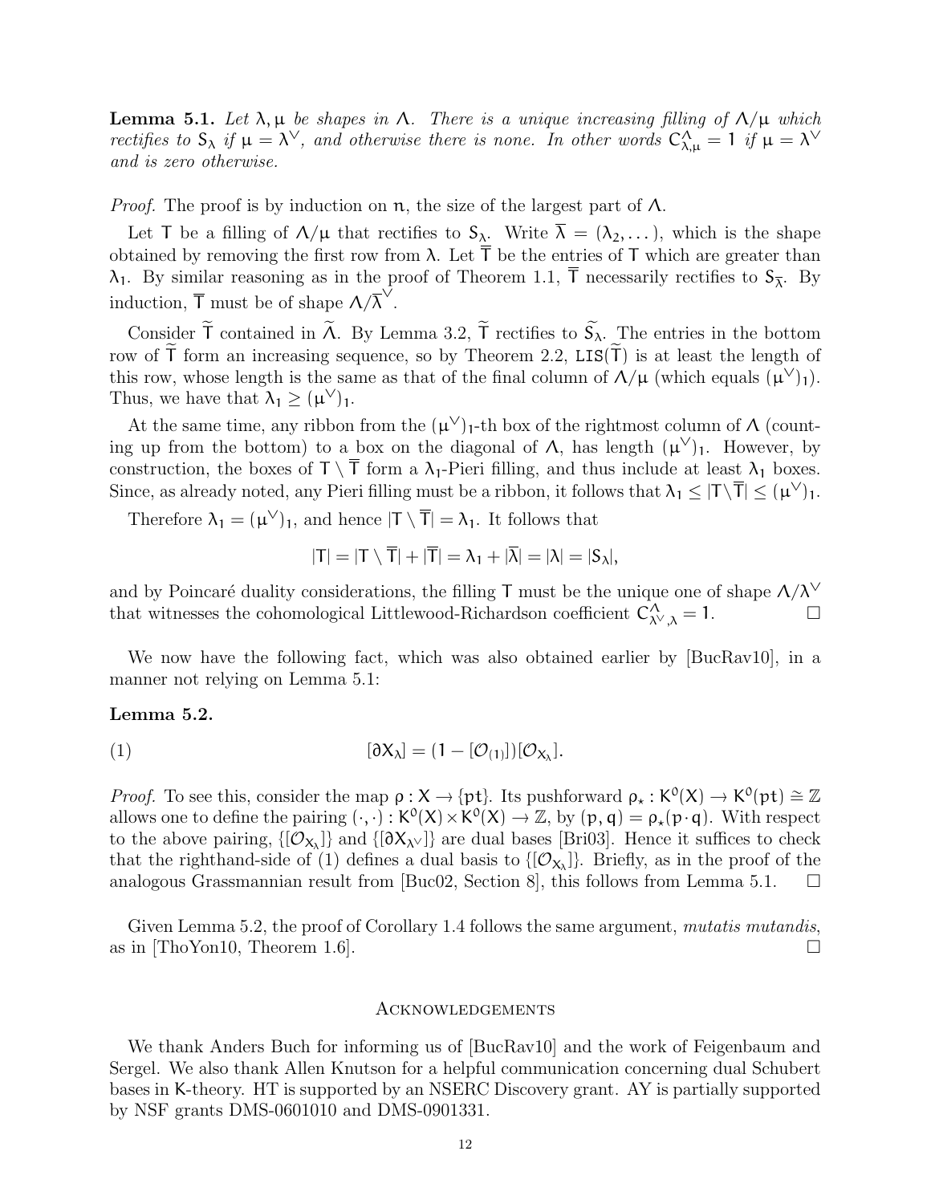**Lemma 5.1.** *Let $\lambda, \mu$ be shapes in $\Lambda$. There is a unique increasing filling of $\Lambda/\mu$ which rectifies to $S_\lambda$ if $\mu = \lambda^\vee$, and otherwise there is none. In other words $C^{\Lambda}_{\lambda,\mu} = 1$ if $\mu = \lambda^\vee$ and is zero otherwise.*

*Proof.* The proof is by induction on $n$, the size of the largest part of $\Lambda$.

Let $T$ be a filling of $\Lambda/\mu$ that rectifies to $S_\lambda$. Write $\overline{\lambda} = (\lambda_2, \dots)$, which is the shape obtained by removing the first row from $\lambda$. Let $\overline{T}$ be the entries of $T$ which are greater than $\lambda_1$. By similar reasoning as in the proof of Theorem 1.1, $\overline{T}$ necessarily rectifies to $S_{\overline{\lambda}}$. By induction, $\overline{T}$ must be of shape $\Lambda/\overline{\lambda}^\vee$.

Consider $\widetilde{T}$ contained in $\widetilde{\Lambda}$. By Lemma 3.2, $\widetilde{T}$ rectifies to $\widetilde{S}_\lambda$. The entries in the bottom row of $\widetilde{T}$ form an increasing sequence, so by Theorem 2.2, $\mathtt{LIS}(\widetilde{T})$ is at least the length of this row, whose length is the same as that of the final column of $\Lambda/\mu$ (which equals $(\mu^\vee)_1$). Thus, we have that $\lambda_1 \geq (\mu^\vee)_1$.

At the same time, any ribbon from the $(\mu^\vee)_1$-th box of the rightmost column of $\Lambda$ (counting up from the bottom) to a box on the diagonal of $\Lambda$, has length $(\mu^\vee)_1$. However, by construction, the boxes of $T \setminus \overline{T}$ form a $\lambda_1$-Pieri filling, and thus include at least $\lambda_1$ boxes. Since, as already noted, any Pieri filling must be a ribbon, it follows that $\lambda_1 \leq |T \setminus \overline{T}| \leq (\mu^\vee)_1$.

Therefore $\lambda_1 = (\mu^\vee)_1$, and hence $|T \setminus \overline{T}| = \lambda_1$. It follows that

$$|T| = |T \setminus \overline{T}| + |\overline{T}| = \lambda_1 + |\overline{\lambda}| = |\lambda| = |S_\lambda|,$$

and by Poincaré duality considerations, the filling $T$ must be the unique one of shape $\Lambda/\lambda^\vee$ that witnesses the cohomological Littlewood-Richardson coefficient $C^{\Lambda}_{\lambda^\vee,\lambda} = 1$. □

We now have the following fact, which was also obtained earlier by [BucRav10], in a manner not relying on Lemma 5.1:

**Lemma 5.2.**

$$[\partial X_\lambda] = (1 - [\mathcal{O}_{(1)}])[\mathcal{O}_{X_\lambda}]. \tag{1}$$

*Proof.* To see this, consider the map $\rho : X \to \{\mathrm{pt}\}$. Its pushforward $\rho_\star : K^0(X) \to K^0(\mathrm{pt}) \cong \mathbb{Z}$ allows one to define the pairing $(\cdot,\cdot) : K^0(X) \times K^0(X) \to \mathbb{Z}$, by $(p, q) = \rho_\star(p \cdot q)$. With respect to the above pairing, $\{[\mathcal{O}_{X_\lambda}]\}$ and $\{[\partial X_{\lambda^\vee}]\}$ are dual bases [Bri03]. Hence it suffices to check that the righthand-side of (1) defines a dual basis to $\{[\mathcal{O}_{X_\lambda}]\}$. Briefly, as in the proof of the analogous Grassmannian result from [Buc02, Section 8], this follows from Lemma 5.1. □

Given Lemma 5.2, the proof of Corollary 1.4 follows the same argument, *mutatis mutandis*, as in [ThoYon10, Theorem 1.6]. □

## Acknowledgements

We thank Anders Buch for informing us of [BucRav10] and the work of Feigenbaum and Sergel. We also thank Allen Knutson for a helpful communication concerning dual Schubert bases in K-theory. HT is supported by an NSERC Discovery grant. AY is partially supported by NSF grants DMS-0601010 and DMS-0901331.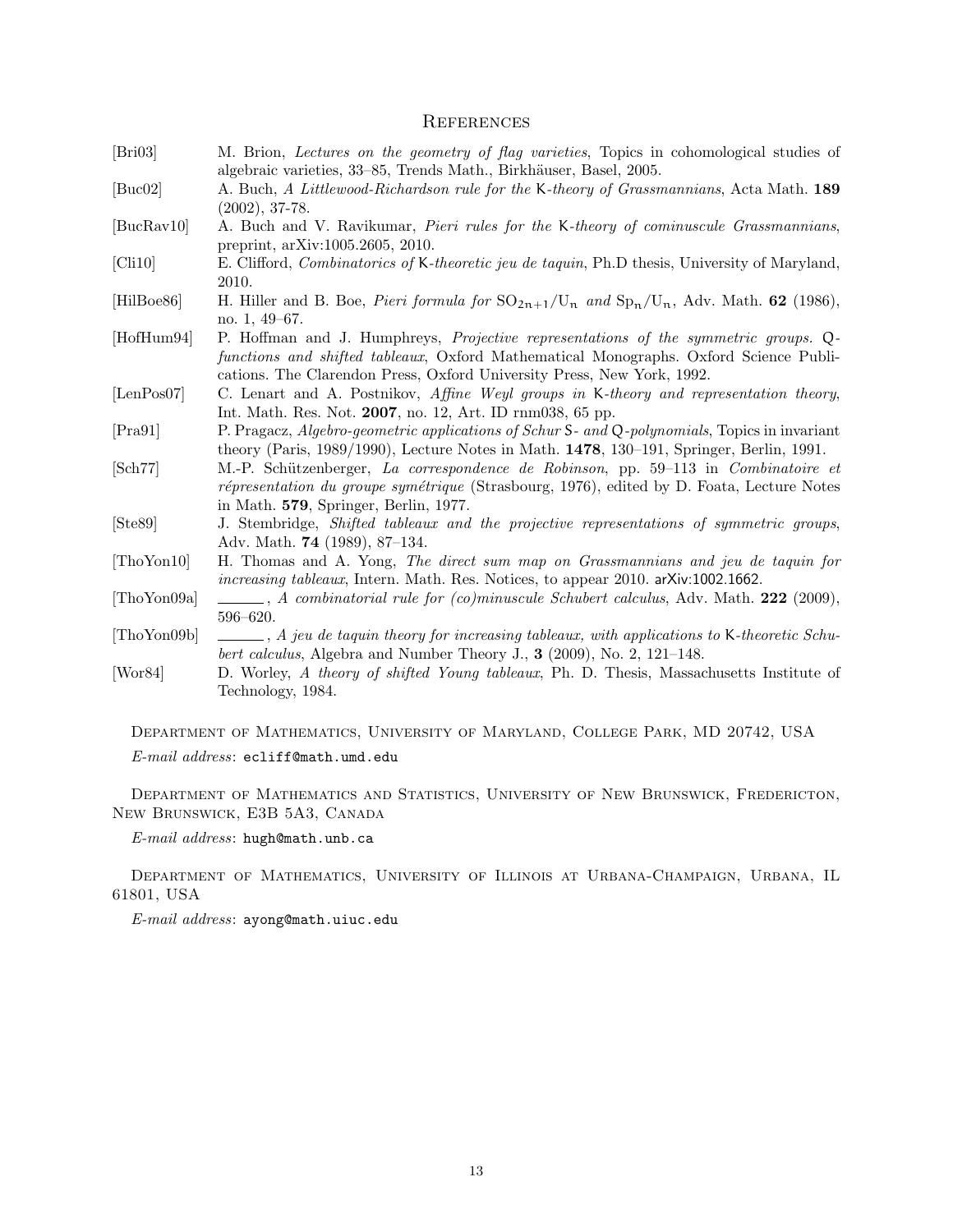## References

[Bri03] M. Brion, *Lectures on the geometry of flag varieties*, Topics in cohomological studies of algebraic varieties, 33–85, Trends Math., Birkhäuser, Basel, 2005.

[Buc02] A. Buch, *A Littlewood-Richardson rule for the* K*-theory of Grassmannians*, Acta Math. **189** (2002), 37-78.

[BucRav10] A. Buch and V. Ravikumar, *Pieri rules for the* K*-theory of cominuscule Grassmannians*, preprint, arXiv:1005.2605, 2010.

[Cli10] E. Clifford, *Combinatorics of* K*-theoretic jeu de taquin*, Ph.D thesis, University of Maryland, 2010.

[HilBoe86] H. Hiller and B. Boe, *Pieri formula for* $SO_{2n+1}/U_n$ *and* $Sp_n/U_n$, Adv. Math. **62** (1986), no. 1, 49–67.

[HofHum94] P. Hoffman and J. Humphreys, *Projective representations of the symmetric groups.* Q*-functions and shifted tableaux*, Oxford Mathematical Monographs. Oxford Science Publications. The Clarendon Press, Oxford University Press, New York, 1992.

[LenPos07] C. Lenart and A. Postnikov, *Affine Weyl groups in* K*-theory and representation theory*, Int. Math. Res. Not. **2007**, no. 12, Art. ID rnm038, 65 pp.

[Pra91] P. Pragacz, *Algebro-geometric applications of Schur* S*- and* Q*-polynomials*, Topics in invariant theory (Paris, 1989/1990), Lecture Notes in Math. **1478**, 130–191, Springer, Berlin, 1991.

[Sch77] M.-P. Schützenberger, *La correspondence de Robinson*, pp. 59–113 in *Combinatoire et répresentation du groupe symétrique* (Strasbourg, 1976), edited by D. Foata, Lecture Notes in Math. **579**, Springer, Berlin, 1977.

[Ste89] J. Stembridge, *Shifted tableaux and the projective representations of symmetric groups*, Adv. Math. **74** (1989), 87–134.

[ThoYon10] H. Thomas and A. Yong, *The direct sum map on Grassmannians and jeu de taquin for increasing tableaux*, Intern. Math. Res. Notices, to appear 2010. arXiv:1002.1662.

[ThoYon09a] ______, *A combinatorial rule for (co)minuscule Schubert calculus*, Adv. Math. **222** (2009), 596–620.

[ThoYon09b] ______, *A jeu de taquin theory for increasing tableaux, with applications to* K*-theoretic Schubert calculus*, Algebra and Number Theory J., **3** (2009), No. 2, 121–148.

[Wor84] D. Worley, *A theory of shifted Young tableaux*, Ph. D. Thesis, Massachusetts Institute of Technology, 1984.

Department of Mathematics, University of Maryland, College Park, MD 20742, USA

*E-mail address*: ecliff@math.umd.edu

Department of Mathematics and Statistics, University of New Brunswick, Fredericton, New Brunswick, E3B 5A3, Canada

*E-mail address*: hugh@math.unb.ca

Department of Mathematics, University of Illinois at Urbana-Champaign, Urbana, IL 61801, USA

*E-mail address*: ayong@math.uiuc.edu